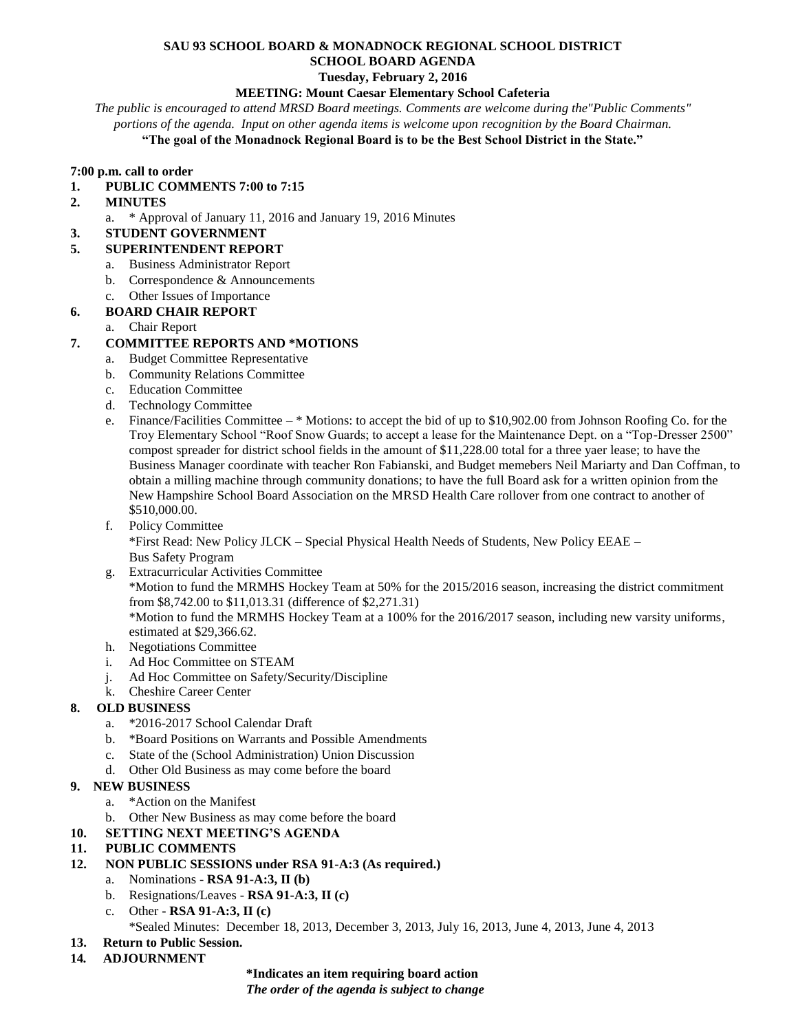**SAU 93 SCHOOL BOARD & MONADNOCK REGIONAL SCHOOL DISTRICT**
**SCHOOL BOARD AGENDA**
**Tuesday, February 2, 2016**
**MEETING: Mount Caesar Elementary School Cafeteria**

*The public is encouraged to attend MRSD Board meetings. Comments are welcome during the"Public Comments" portions of the agenda. Input on other agenda items is welcome upon recognition by the Board Chairman.*

**"The goal of the Monadnock Regional Board is to be the Best School District in the State."**

**7:00 p.m. call to order**

1. **PUBLIC COMMENTS 7:00 to 7:15**
2. **MINUTES**
   a. * Approval of January 11, 2016 and January 19, 2016 Minutes
3. **STUDENT GOVERNMENT**
5. **SUPERINTENDENT REPORT**
   a. Business Administrator Report
   b. Correspondence & Announcements
   c. Other Issues of Importance
6. **BOARD CHAIR REPORT**
   a. Chair Report
7. **COMMITTEE REPORTS AND *MOTIONS**
   a. Budget Committee Representative
   b. Community Relations Committee
   c. Education Committee
   d. Technology Committee
   e. Finance/Facilities Committee – * Motions: to accept the bid of up to $10,902.00 from Johnson Roofing Co. for the Troy Elementary School "Roof Snow Guards; to accept a lease for the Maintenance Dept. on a "Top-Dresser 2500" compost spreader for district school fields in the amount of $11,228.00 total for a three yaer lease; to have the Business Manager coordinate with teacher Ron Fabianski, and Budget memebers Neil Mariarty and Dan Coffman, to obtain a milling machine through community donations; to have the full Board ask for a written opinion from the New Hampshire School Board Association on the MRSD Health Care rollover from one contract to another of $510,000.00.
   f. Policy Committee
      *First Read: New Policy JLCK – Special Physical Health Needs of Students, New Policy EEAE – Bus Safety Program
   g. Extracurricular Activities Committee
      *Motion to fund the MRMHS Hockey Team at 50% for the 2015/2016 season, increasing the district commitment from $8,742.00 to $11,013.31 (difference of $2,271.31)
      *Motion to fund the MRMHS Hockey Team at a 100% for the 2016/2017 season, including new varsity uniforms, estimated at $29,366.62.
   h. Negotiations Committee
   i. Ad Hoc Committee on STEAM
   j. Ad Hoc Committee on Safety/Security/Discipline
   k. Cheshire Career Center
8. **OLD BUSINESS**
   a. *2016-2017 School Calendar Draft
   b. *Board Positions on Warrants and Possible Amendments
   c. State of the (School Administration) Union Discussion
   d. Other Old Business as may come before the board
9. **NEW BUSINESS**
   a. *Action on the Manifest
   b. Other New Business as may come before the board
10. **SETTING NEXT MEETING'S AGENDA**
11. **PUBLIC COMMENTS**
12. **NON PUBLIC SESSIONS under RSA 91-A:3 (As required.)**
    a. Nominations - **RSA 91-A:3, II (b)**
    b. Resignations/Leaves - **RSA 91-A:3, II (c)**
    c. Other - **RSA 91-A:3, II (c)**
       *Sealed Minutes: December 18, 2013, December 3, 2013, July 16, 2013, June 4, 2013, June 4, 2013
13. **Return to Public Session.**
14. **ADJOURNMENT**

**\*Indicates an item requiring board action**
***The order of the agenda is subject to change***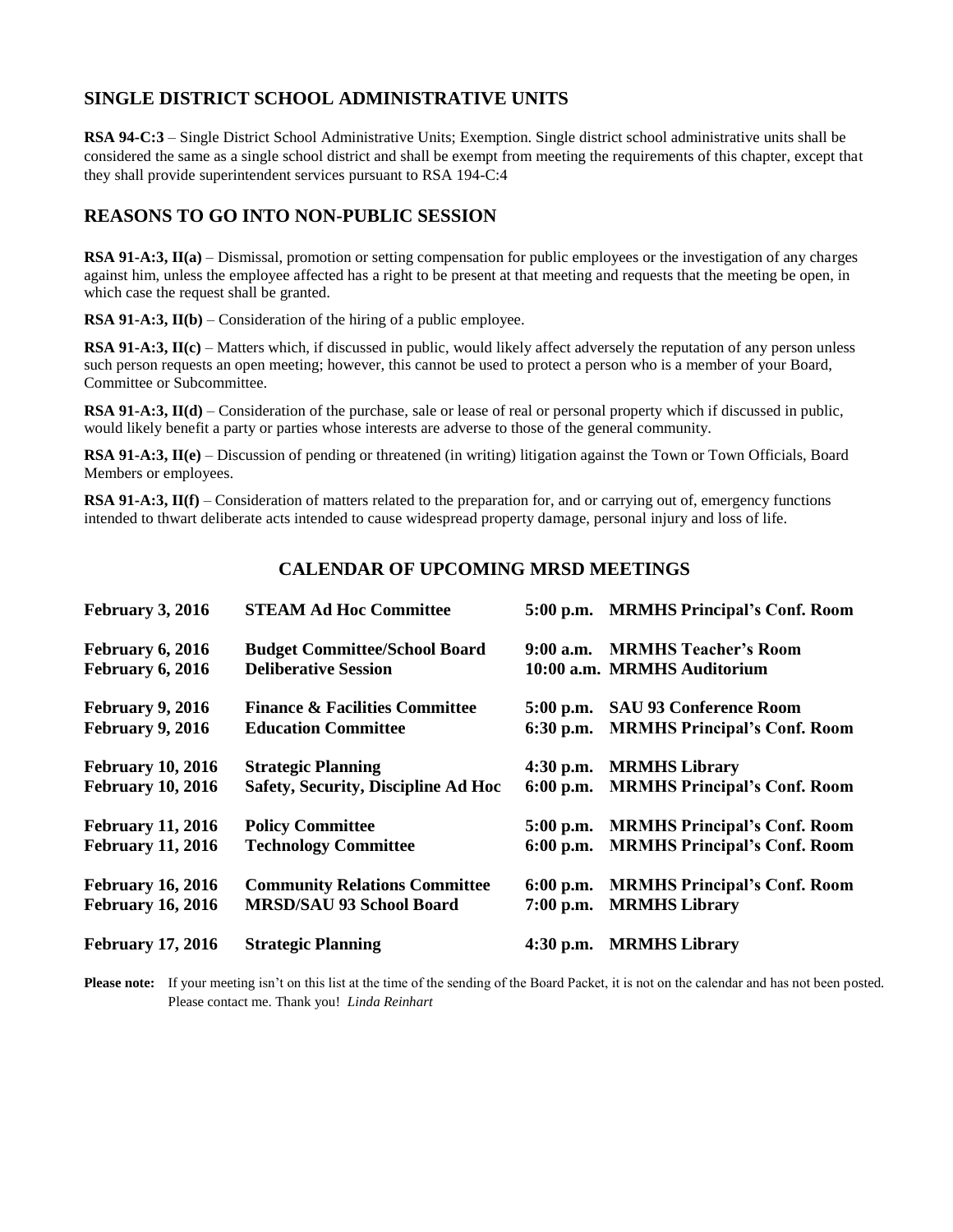## SINGLE DISTRICT SCHOOL ADMINISTRATIVE UNITS

**RSA 94-C:3** – Single District School Administrative Units; Exemption. Single district school administrative units shall be considered the same as a single school district and shall be exempt from meeting the requirements of this chapter, except that they shall provide superintendent services pursuant to RSA 194-C:4

## REASONS TO GO INTO NON-PUBLIC SESSION

**RSA 91-A:3, II(a)** – Dismissal, promotion or setting compensation for public employees or the investigation of any charges against him, unless the employee affected has a right to be present at that meeting and requests that the meeting be open, in which case the request shall be granted.

**RSA 91-A:3, II(b)** – Consideration of the hiring of a public employee.

**RSA 91-A:3, II(c)** – Matters which, if discussed in public, would likely affect adversely the reputation of any person unless such person requests an open meeting; however, this cannot be used to protect a person who is a member of your Board, Committee or Subcommittee.

**RSA 91-A:3, II(d)** – Consideration of the purchase, sale or lease of real or personal property which if discussed in public, would likely benefit a party or parties whose interests are adverse to those of the general community.

**RSA 91-A:3, II(e)** – Discussion of pending or threatened (in writing) litigation against the Town or Town Officials, Board Members or employees.

**RSA 91-A:3, II(f)** – Consideration of matters related to the preparation for, and or carrying out of, emergency functions intended to thwart deliberate acts intended to cause widespread property damage, personal injury and loss of life.

## CALENDAR OF UPCOMING MRSD MEETINGS

| | | | |
|---|---|---|---|
| **February 3, 2016** | **STEAM Ad Hoc Committee** | **5:00 p.m.** | **MRMHS Principal's Conf. Room** |
| **February 6, 2016** | **Budget Committee/School Board** | **9:00 a.m.** | **MRMHS Teacher's Room** |
| **February 6, 2016** | **Deliberative Session** | **10:00 a.m.** | **MRMHS Auditorium** |
| **February 9, 2016** | **Finance & Facilities Committee** | **5:00 p.m.** | **SAU 93 Conference Room** |
| **February 9, 2016** | **Education Committee** | **6:30 p.m.** | **MRMHS Principal's Conf. Room** |
| **February 10, 2016** | **Strategic Planning** | **4:30 p.m.** | **MRMHS Library** |
| **February 10, 2016** | **Safety, Security, Discipline Ad Hoc** | **6:00 p.m.** | **MRMHS Principal's Conf. Room** |
| **February 11, 2016** | **Policy Committee** | **5:00 p.m.** | **MRMHS Principal's Conf. Room** |
| **February 11, 2016** | **Technology Committee** | **6:00 p.m.** | **MRMHS Principal's Conf. Room** |
| **February 16, 2016** | **Community Relations Committee** | **6:00 p.m.** | **MRMHS Principal's Conf. Room** |
| **February 16, 2016** | **MRSD/SAU 93 School Board** | **7:00 p.m.** | **MRMHS Library** |
| **February 17, 2016** | **Strategic Planning** | **4:30 p.m.** | **MRMHS Library** |

**Please note:** If your meeting isn't on this list at the time of the sending of the Board Packet, it is not on the calendar and has not been posted. Please contact me. Thank you! *Linda Reinhart*